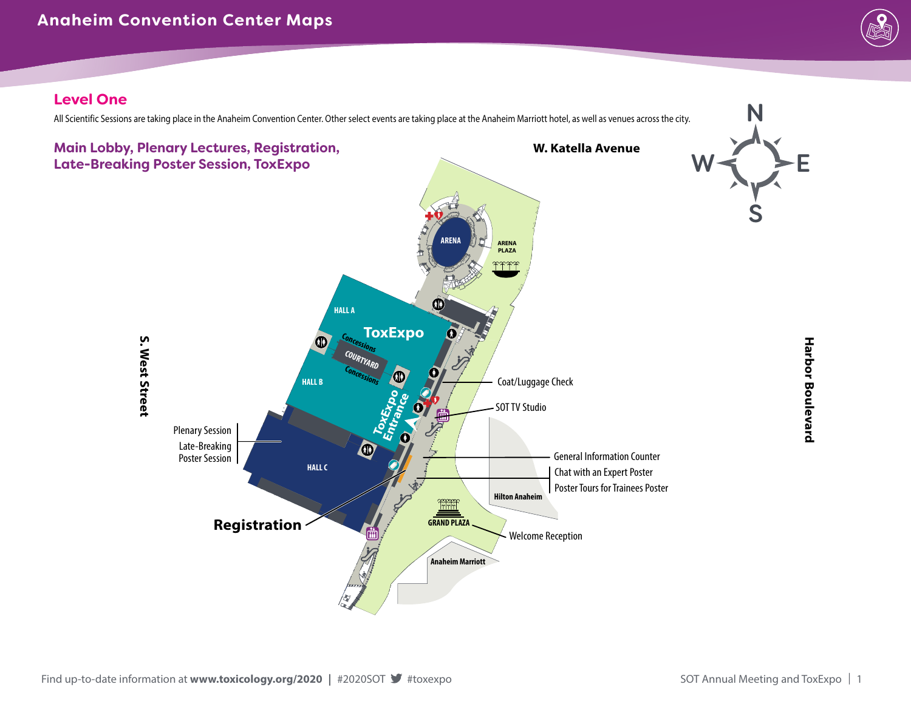# Anaheim Convention Center Maps

## Level One

All Scientific Sessions are taking place in the Anaheim Convention Center. Other select events are taking place at the Anaheim Marriott hotel, as well as venues across the city.

### Main Lobby, Plenary Lectures, Registration, Late-Breaking Poster Session, ToxExpo

W. Katella Avenue

S. West Street

Harbor Boulevard

N E S W

ARENA

ARENA PLAZA

HALL A

ToxExpo

Concessions

COURTYARD

Concessions

HALL B

ToxExpo Entrance

HALL C

Coat/Luggage Check

SOT TV Studio

General Information Counter

Chat with an Expert Poster

Poster Tours for Trainees Poster

Hilton Anaheim

Plenary Session

Late-Breaking Poster Session

**Registration**

GRAND PLAZA

Welcome Reception

Anaheim Marriott

Find up-to-date information at **www.toxicology.org/2020** | #2020SOT #toxexpo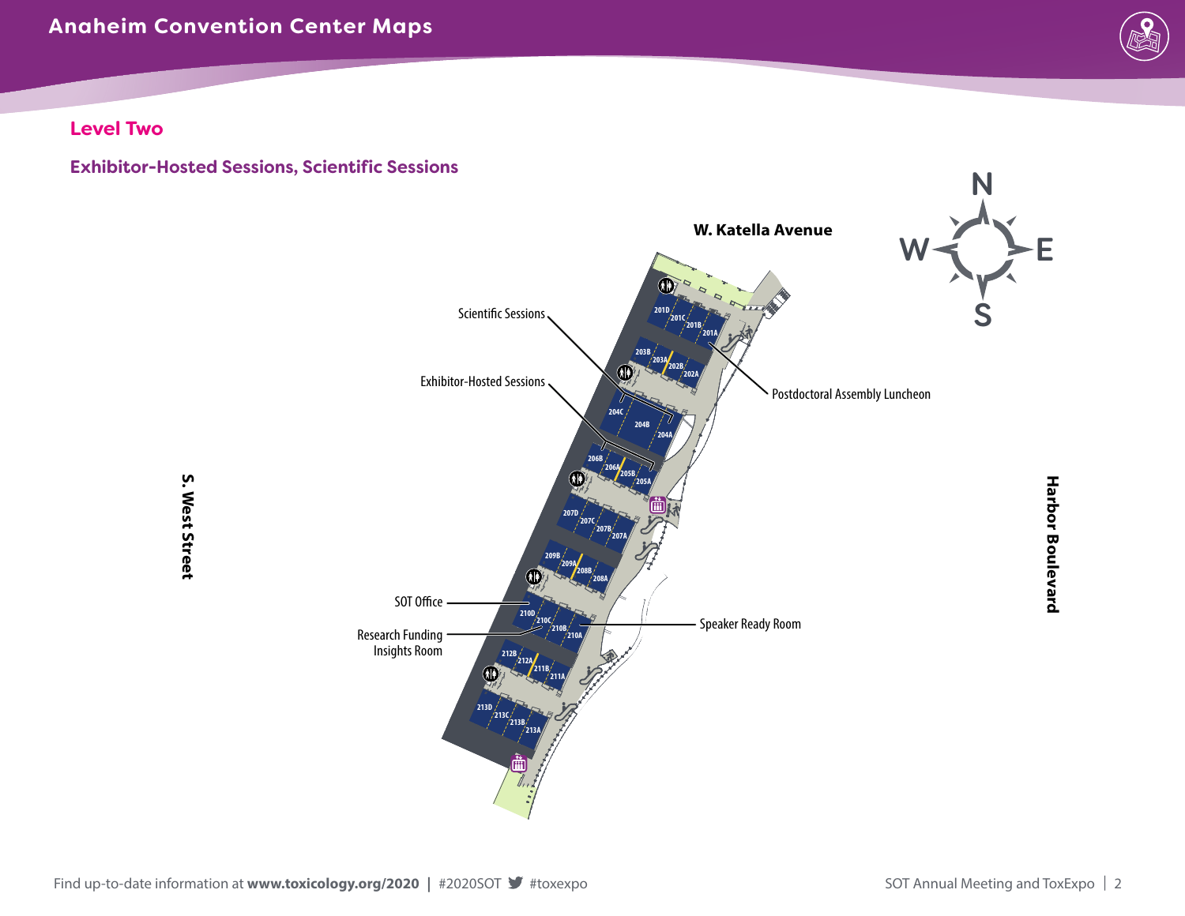# Anaheim Convention Center Maps

## Level Two

### Exhibitor-Hosted Sessions, Scientific Sessions

W. Katella Avenue

S. West Street

Harbor Boulevard

N  
W  E  
S

Scientific Sessions

Exhibitor-Hosted Sessions

Postdoctoral Assembly Luncheon

SOT Office

Research Funding Insights Room

Speaker Ready Room

201D 201C 201B 201A

203B 203A 202B 202A

204C 204B 204A

206B 206A 205B 205A

207D 207C 207B 207A

209B 209A 208B 208A

210D 210C 210B 210A

212B 212A 211B 211A

213D 213C 213B 213A

Find up-to-date information at **www.toxicology.org/2020** | #2020SOT #toxexpo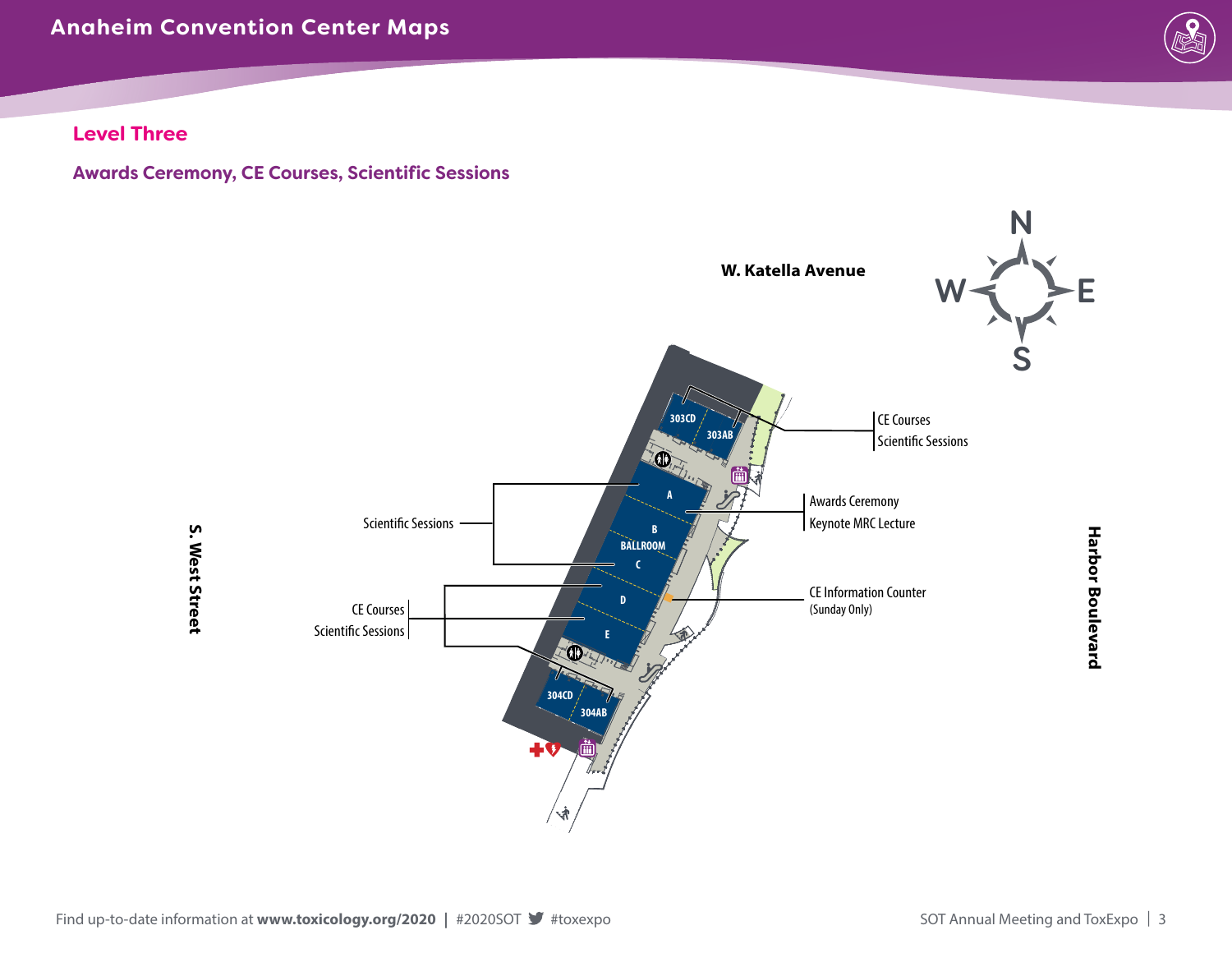# Anaheim Convention Center Maps

## Level Three

### Awards Ceremony, CE Courses, Scientific Sessions

W. Katella Avenue

N
W
E
S

S. West Street

Harbor Boulevard

303CD
303AB

A
B
BALLROOM
C
D
E

304CD
304AB

CE Courses
Scientific Sessions

Awards Ceremony
Keynote MRC Lecture

Scientific Sessions

CE Information Counter
(Sunday Only)

CE Courses
Scientific Sessions

Find up-to-date information at **www.toxicology.org/2020** | #2020SOT #toxexpo